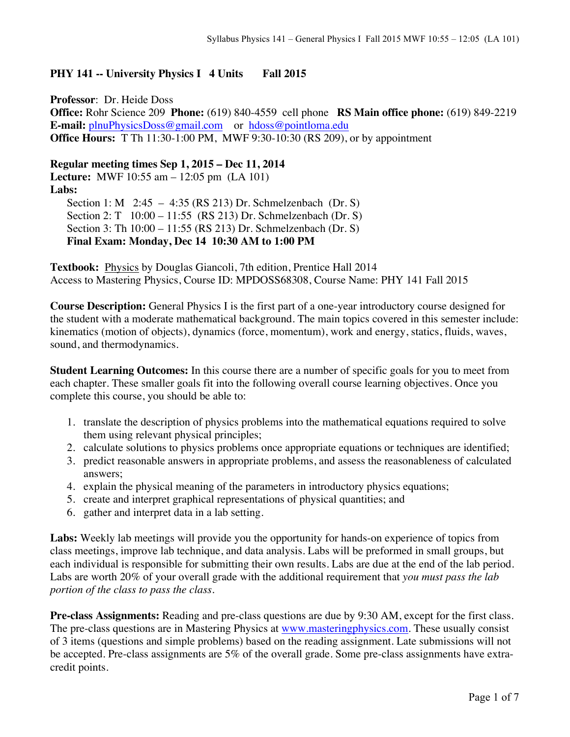**PHY 141 -- University Physics I 4 Units Fall 2015**

**Professor**: Dr. Heide Doss
**Office:** Rohr Science 209 **Phone:** (619) 840-4559 cell phone **RS Main office phone:** (619) 849-2219
**E-mail:** plnuPhysicsDoss@gmail.com or hdoss@pointloma.edu
**Office Hours:** T Th 11:30-1:00 PM, MWF 9:30-10:30 (RS 209), or by appointment

**Regular meeting times Sep 1, 2015 – Dec 11, 2014**
**Lecture:** MWF 10:55 am – 12:05 pm (LA 101)
**Labs:**

- Section 1: M 2:45 – 4:35 (RS 213) Dr. Schmelzenbach (Dr. S)
- Section 2: T 10:00 – 11:55 (RS 213) Dr. Schmelzenbach (Dr. S)
- Section 3: Th 10:00 – 11:55 (RS 213) Dr. Schmelzenbach (Dr. S)
- **Final Exam: Monday, Dec 14 10:30 AM to 1:00 PM**

**Textbook:** Physics by Douglas Giancoli, 7th edition, Prentice Hall 2014
Access to Mastering Physics, Course ID: MPDOSS68308, Course Name: PHY 141 Fall 2015

**Course Description:** General Physics I is the first part of a one-year introductory course designed for the student with a moderate mathematical background. The main topics covered in this semester include: kinematics (motion of objects), dynamics (force, momentum), work and energy, statics, fluids, waves, sound, and thermodynamics.

**Student Learning Outcomes:** In this course there are a number of specific goals for you to meet from each chapter. These smaller goals fit into the following overall course learning objectives. Once you complete this course, you should be able to:

1. translate the description of physics problems into the mathematical equations required to solve them using relevant physical principles;
2. calculate solutions to physics problems once appropriate equations or techniques are identified;
3. predict reasonable answers in appropriate problems, and assess the reasonableness of calculated answers;
4. explain the physical meaning of the parameters in introductory physics equations;
5. create and interpret graphical representations of physical quantities; and
6. gather and interpret data in a lab setting.

**Labs:** Weekly lab meetings will provide you the opportunity for hands-on experience of topics from class meetings, improve lab technique, and data analysis. Labs will be preformed in small groups, but each individual is responsible for submitting their own results. Labs are due at the end of the lab period. Labs are worth 20% of your overall grade with the additional requirement that *you must pass the lab portion of the class to pass the class*.

**Pre-class Assignments:** Reading and pre-class questions are due by 9:30 AM, except for the first class. The pre-class questions are in Mastering Physics at www.masteringphysics.com. These usually consist of 3 items (questions and simple problems) based on the reading assignment. Late submissions will not be accepted. Pre-class assignments are 5% of the overall grade. Some pre-class assignments have extra-credit points.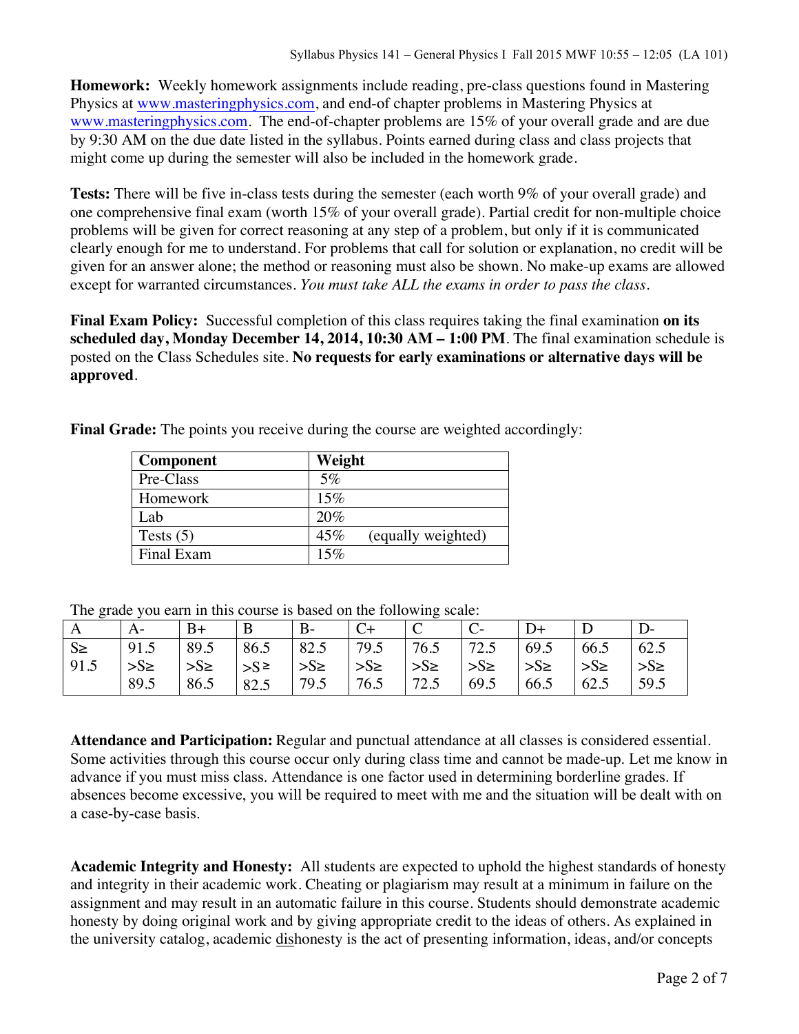**Homework:** Weekly homework assignments include reading, pre-class questions found in Mastering Physics at www.masteringphysics.com, and end-of chapter problems in Mastering Physics at www.masteringphysics.com. The end-of-chapter problems are 15% of your overall grade and are due by 9:30 AM on the due date listed in the syllabus. Points earned during class and class projects that might come up during the semester will also be included in the homework grade.

**Tests:** There will be five in-class tests during the semester (each worth 9% of your overall grade) and one comprehensive final exam (worth 15% of your overall grade). Partial credit for non-multiple choice problems will be given for correct reasoning at any step of a problem, but only if it is communicated clearly enough for me to understand. For problems that call for solution or explanation, no credit will be given for an answer alone; the method or reasoning must also be shown. No make-up exams are allowed except for warranted circumstances. *You must take ALL the exams in order to pass the class.*

**Final Exam Policy:** Successful completion of this class requires taking the final examination **on its scheduled day, Monday December 14, 2014, 10:30 AM – 1:00 PM**. The final examination schedule is posted on the Class Schedules site. **No requests for early examinations or alternative days will be approved**.

**Final Grade:** The points you receive during the course are weighted accordingly:

| Component | Weight |
|---|---|
| Pre-Class | 5% |
| Homework | 15% |
| Lab | 20% |
| Tests (5) | 45% (equally weighted) |
| Final Exam | 15% |

The grade you earn in this course is based on the following scale:

| A | A- | B+ | B | B- | C+ | C | C- | D+ | D | D- |
|---|---|---|---|---|---|---|---|---|---|---|
| S≥ 91.5 | 91.5 >S≥ 89.5 | 89.5 >S≥ 86.5 | 86.5 >S≥ 82.5 | 82.5 >S≥ 79.5 | 79.5 >S≥ 76.5 | 76.5 >S≥ 72.5 | 72.5 >S≥ 69.5 | 69.5 >S≥ 66.5 | 66.5 >S≥ 62.5 | 62.5 >S≥ 59.5 |

**Attendance and Participation:** Regular and punctual attendance at all classes is considered essential. Some activities through this course occur only during class time and cannot be made-up. Let me know in advance if you must miss class. Attendance is one factor used in determining borderline grades. If absences become excessive, you will be required to meet with me and the situation will be dealt with on a case-by-case basis.

**Academic Integrity and Honesty:** All students are expected to uphold the highest standards of honesty and integrity in their academic work. Cheating or plagiarism may result at a minimum in failure on the assignment and may result in an automatic failure in this course. Students should demonstrate academic honesty by doing original work and by giving appropriate credit to the ideas of others. As explained in the university catalog, academic dishonesty is the act of presenting information, ideas, and/or concepts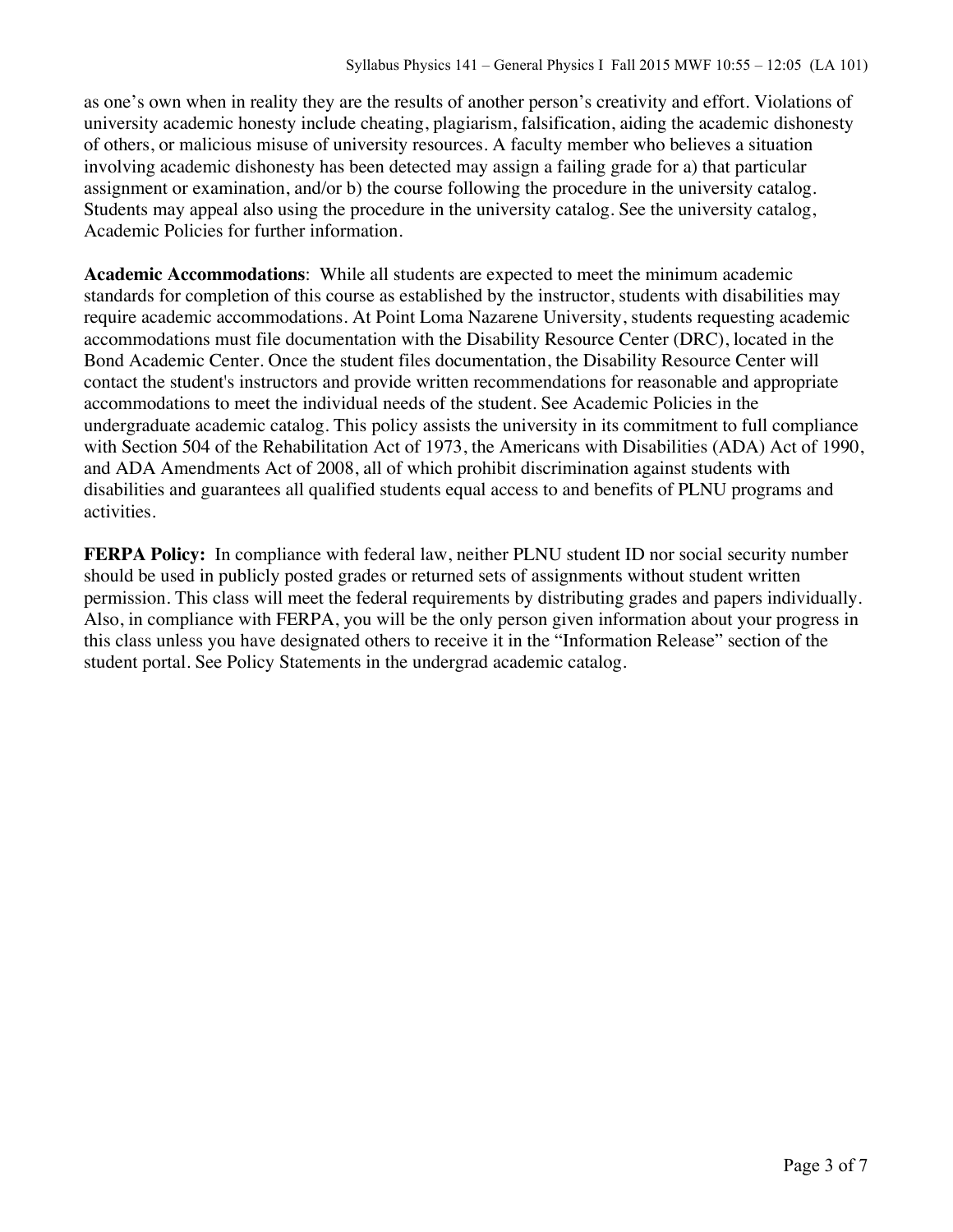as one's own when in reality they are the results of another person's creativity and effort. Violations of university academic honesty include cheating, plagiarism, falsification, aiding the academic dishonesty of others, or malicious misuse of university resources. A faculty member who believes a situation involving academic dishonesty has been detected may assign a failing grade for a) that particular assignment or examination, and/or b) the course following the procedure in the university catalog. Students may appeal also using the procedure in the university catalog. See the university catalog, Academic Policies for further information.

**Academic Accommodations**: While all students are expected to meet the minimum academic standards for completion of this course as established by the instructor, students with disabilities may require academic accommodations. At Point Loma Nazarene University, students requesting academic accommodations must file documentation with the Disability Resource Center (DRC), located in the Bond Academic Center. Once the student files documentation, the Disability Resource Center will contact the student's instructors and provide written recommendations for reasonable and appropriate accommodations to meet the individual needs of the student. See Academic Policies in the undergraduate academic catalog. This policy assists the university in its commitment to full compliance with Section 504 of the Rehabilitation Act of 1973, the Americans with Disabilities (ADA) Act of 1990, and ADA Amendments Act of 2008, all of which prohibit discrimination against students with disabilities and guarantees all qualified students equal access to and benefits of PLNU programs and activities.

**FERPA Policy:** In compliance with federal law, neither PLNU student ID nor social security number should be used in publicly posted grades or returned sets of assignments without student written permission. This class will meet the federal requirements by distributing grades and papers individually. Also, in compliance with FERPA, you will be the only person given information about your progress in this class unless you have designated others to receive it in the "Information Release" section of the student portal. See Policy Statements in the undergrad academic catalog.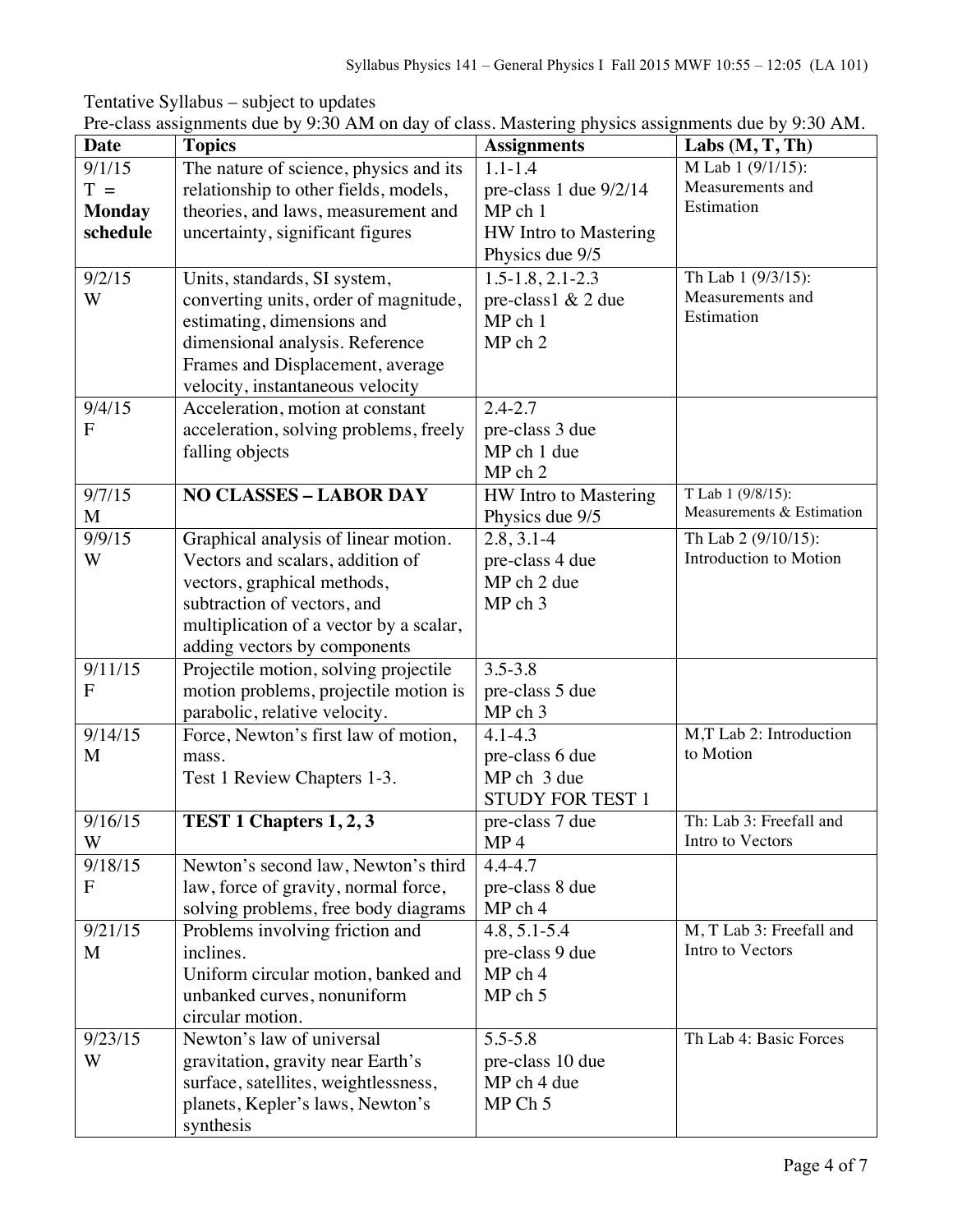Tentative Syllabus – subject to updates

Pre-class assignments due by 9:30 AM on day of class. Mastering physics assignments due by 9:30 AM.

| Date | Topics | Assignments | Labs (M, T, Th) |
| --- | --- | --- | --- |
| 9/1/15<br>T = **Monday schedule** | The nature of science, physics and its relationship to other fields, models, theories, and laws, measurement and uncertainty, significant figures | 1.1-1.4<br>pre-class 1 due 9/2/14<br>MP ch 1<br>HW Intro to Mastering Physics due 9/5 | M Lab 1 (9/1/15): Measurements and Estimation |
| 9/2/15<br>W | Units, standards, SI system, converting units, order of magnitude, estimating, dimensions and dimensional analysis. Reference Frames and Displacement, average velocity, instantaneous velocity | 1.5-1.8, 2.1-2.3<br>pre-class1 & 2 due<br>MP ch 1<br>MP ch 2 | Th Lab 1 (9/3/15): Measurements and Estimation |
| 9/4/15<br>F | Acceleration, motion at constant acceleration, solving problems, freely falling objects | 2.4-2.7<br>pre-class 3 due<br>MP ch 1 due<br>MP ch 2 | |
| 9/7/15<br>M | **NO CLASSES – LABOR DAY** | HW Intro to Mastering Physics due 9/5 | T Lab 1 (9/8/15): Measurements & Estimation |
| 9/9/15<br>W | Graphical analysis of linear motion. Vectors and scalars, addition of vectors, graphical methods, subtraction of vectors, and multiplication of a vector by a scalar, adding vectors by components | 2.8, 3.1-4<br>pre-class 4 due<br>MP ch 2 due<br>MP ch 3 | Th Lab 2 (9/10/15): Introduction to Motion |
| 9/11/15<br>F | Projectile motion, solving projectile motion problems, projectile motion is parabolic, relative velocity. | 3.5-3.8<br>pre-class 5 due<br>MP ch 3 | |
| 9/14/15<br>M | Force, Newton's first law of motion, mass.<br>Test 1 Review Chapters 1-3. | 4.1-4.3<br>pre-class 6 due<br>MP ch 3 due<br>STUDY FOR TEST 1 | M,T Lab 2: Introduction to Motion |
| 9/16/15<br>W | **TEST 1 Chapters 1, 2, 3** | pre-class 7 due<br>MP 4 | Th: Lab 3: Freefall and Intro to Vectors |
| 9/18/15<br>F | Newton's second law, Newton's third law, force of gravity, normal force, solving problems, free body diagrams | 4.4-4.7<br>pre-class 8 due<br>MP ch 4 | |
| 9/21/15<br>M | Problems involving friction and inclines.<br>Uniform circular motion, banked and unbanked curves, nonuniform circular motion. | 4.8, 5.1-5.4<br>pre-class 9 due<br>MP ch 4<br>MP ch 5 | M, T Lab 3: Freefall and Intro to Vectors |
| 9/23/15<br>W | Newton's law of universal gravitation, gravity near Earth's surface, satellites, weightlessness, planets, Kepler's laws, Newton's synthesis | 5.5-5.8<br>pre-class 10 due<br>MP ch 4 due<br>MP Ch 5 | Th Lab 4: Basic Forces |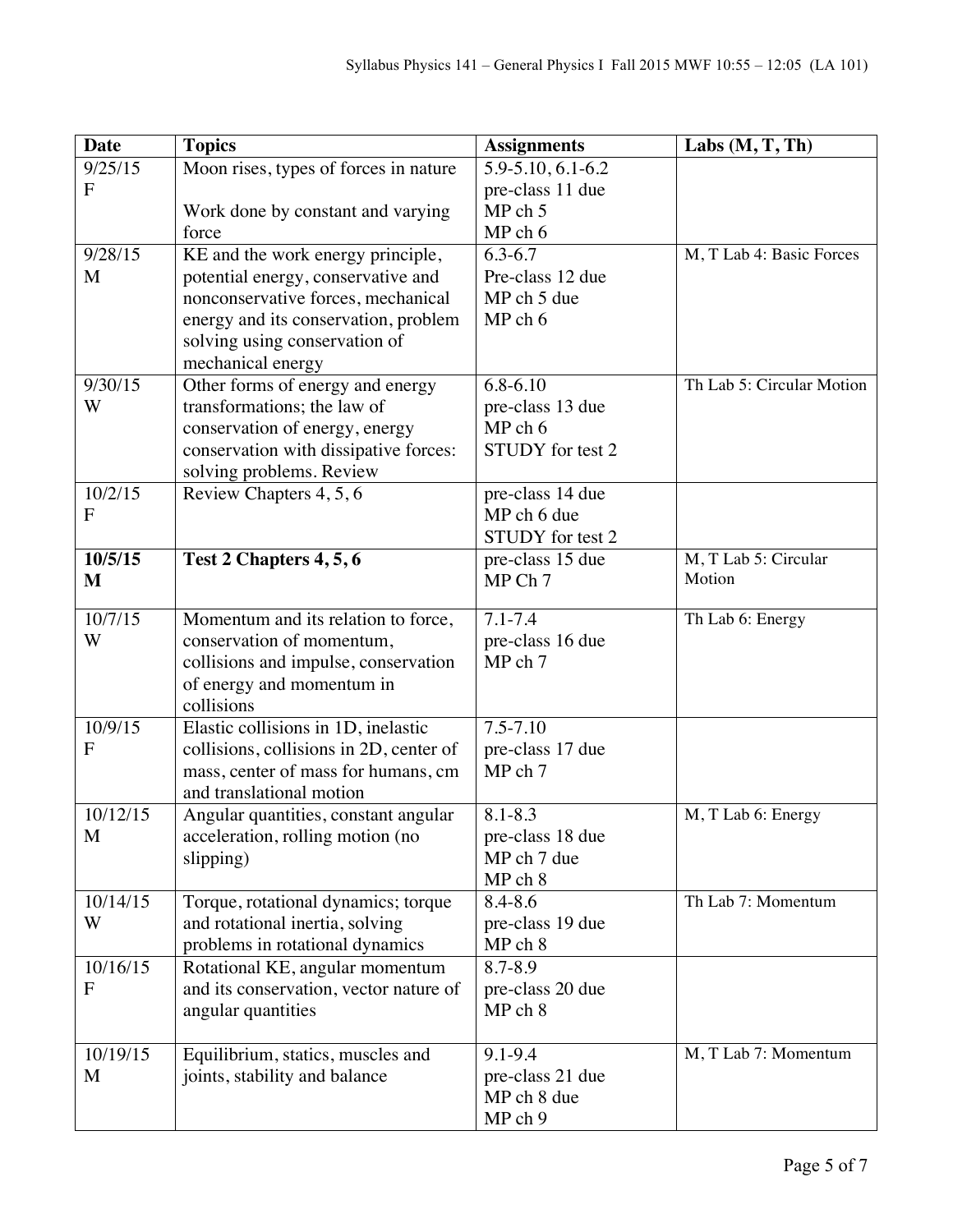| Date | Topics | Assignments | Labs (M, T, Th) |
|---|---|---|---|
| 9/25/15 F | Moon rises, types of forces in nature<br><br>Work done by constant and varying force | 5.9-5.10, 6.1-6.2<br>pre-class 11 due<br>MP ch 5<br>MP ch 6 | |
| 9/28/15 M | KE and the work energy principle, potential energy, conservative and nonconservative forces, mechanical energy and its conservation, problem solving using conservation of mechanical energy | 6.3-6.7<br>Pre-class 12 due<br>MP ch 5 due<br>MP ch 6 | M, T Lab 4: Basic Forces |
| 9/30/15 W | Other forms of energy and energy transformations; the law of conservation of energy, energy conservation with dissipative forces: solving problems. Review | 6.8-6.10<br>pre-class 13 due<br>MP ch 6<br>STUDY for test 2 | Th Lab 5: Circular Motion |
| 10/2/15 F | Review Chapters 4, 5, 6 | pre-class 14 due<br>MP ch 6 due<br>STUDY for test 2 | |
| **10/5/15 M** | **Test 2 Chapters 4, 5, 6** | pre-class 15 due<br>MP Ch 7 | M, T Lab 5: Circular Motion |
| 10/7/15 W | Momentum and its relation to force, conservation of momentum, collisions and impulse, conservation of energy and momentum in collisions | 7.1-7.4<br>pre-class 16 due<br>MP ch 7 | Th Lab 6: Energy |
| 10/9/15 F | Elastic collisions in 1D, inelastic collisions, collisions in 2D, center of mass, center of mass for humans, cm and translational motion | 7.5-7.10<br>pre-class 17 due<br>MP ch 7 | |
| 10/12/15 M | Angular quantities, constant angular acceleration, rolling motion (no slipping) | 8.1-8.3<br>pre-class 18 due<br>MP ch 7 due<br>MP ch 8 | M, T Lab 6: Energy |
| 10/14/15 W | Torque, rotational dynamics; torque and rotational inertia, solving problems in rotational dynamics | 8.4-8.6<br>pre-class 19 due<br>MP ch 8 | Th Lab 7: Momentum |
| 10/16/15 F | Rotational KE, angular momentum and its conservation, vector nature of angular quantities | 8.7-8.9<br>pre-class 20 due<br>MP ch 8 | |
| 10/19/15 M | Equilibrium, statics, muscles and joints, stability and balance | 9.1-9.4<br>pre-class 21 due<br>MP ch 8 due<br>MP ch 9 | M, T Lab 7: Momentum |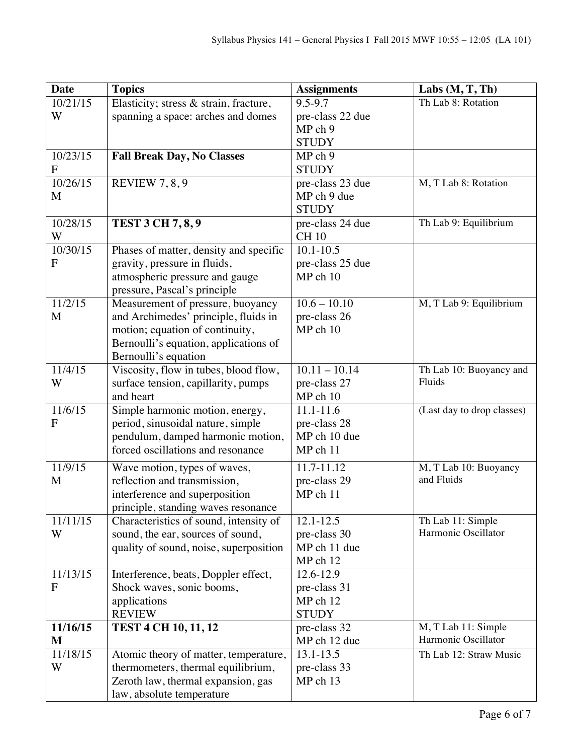| Date | Topics | Assignments | Labs (M, T, Th) |
|---|---|---|---|
| 10/21/15 W | Elasticity; stress & strain, fracture, spanning a space: arches and domes | 9.5-9.7<br>pre-class 22 due<br>MP ch 9<br>STUDY | Th Lab 8: Rotation |
| 10/23/15 F | **Fall Break Day, No Classes** | MP ch 9<br>STUDY | |
| 10/26/15 M | REVIEW 7, 8, 9 | pre-class 23 due<br>MP ch 9 due<br>STUDY | M, T Lab 8: Rotation |
| 10/28/15 W | **TEST 3 CH 7, 8, 9** | pre-class 24 due<br>CH 10 | Th Lab 9: Equilibrium |
| 10/30/15 F | Phases of matter, density and specific gravity, pressure in fluids, atmospheric pressure and gauge pressure, Pascal's principle | 10.1-10.5<br>pre-class 25 due<br>MP ch 10 | |
| 11/2/15 M | Measurement of pressure, buoyancy and Archimedes' principle, fluids in motion; equation of continuity, Bernoulli's equation, applications of Bernoulli's equation | 10.6 – 10.10<br>pre-class 26<br>MP ch 10 | M, T Lab 9: Equilibrium |
| 11/4/15 W | Viscosity, flow in tubes, blood flow, surface tension, capillarity, pumps and heart | 10.11 – 10.14<br>pre-class 27<br>MP ch 10 | Th Lab 10: Buoyancy and Fluids |
| 11/6/15 F | Simple harmonic motion, energy, period, sinusoidal nature, simple pendulum, damped harmonic motion, forced oscillations and resonance | 11.1-11.6<br>pre-class 28<br>MP ch 10 due<br>MP ch 11 | (Last day to drop classes) |
| 11/9/15 M | Wave motion, types of waves, reflection and transmission, interference and superposition principle, standing waves resonance | 11.7-11.12<br>pre-class 29<br>MP ch 11 | M, T Lab 10: Buoyancy and Fluids |
| 11/11/15 W | Characteristics of sound, intensity of sound, the ear, sources of sound, quality of sound, noise, superposition | 12.1-12.5<br>pre-class 30<br>MP ch 11 due<br>MP ch 12 | Th Lab 11: Simple Harmonic Oscillator |
| 11/13/15 F | Interference, beats, Doppler effect, Shock waves, sonic booms, applications<br>REVIEW | 12.6-12.9<br>pre-class 31<br>MP ch 12<br>STUDY | |
| **11/16/15 M** | **TEST 4 CH 10, 11, 12** | pre-class 32<br>MP ch 12 due | M, T Lab 11: Simple Harmonic Oscillator |
| 11/18/15 W | Atomic theory of matter, temperature, thermometers, thermal equilibrium, Zeroth law, thermal expansion, gas law, absolute temperature | 13.1-13.5<br>pre-class 33<br>MP ch 13 | Th Lab 12: Straw Music |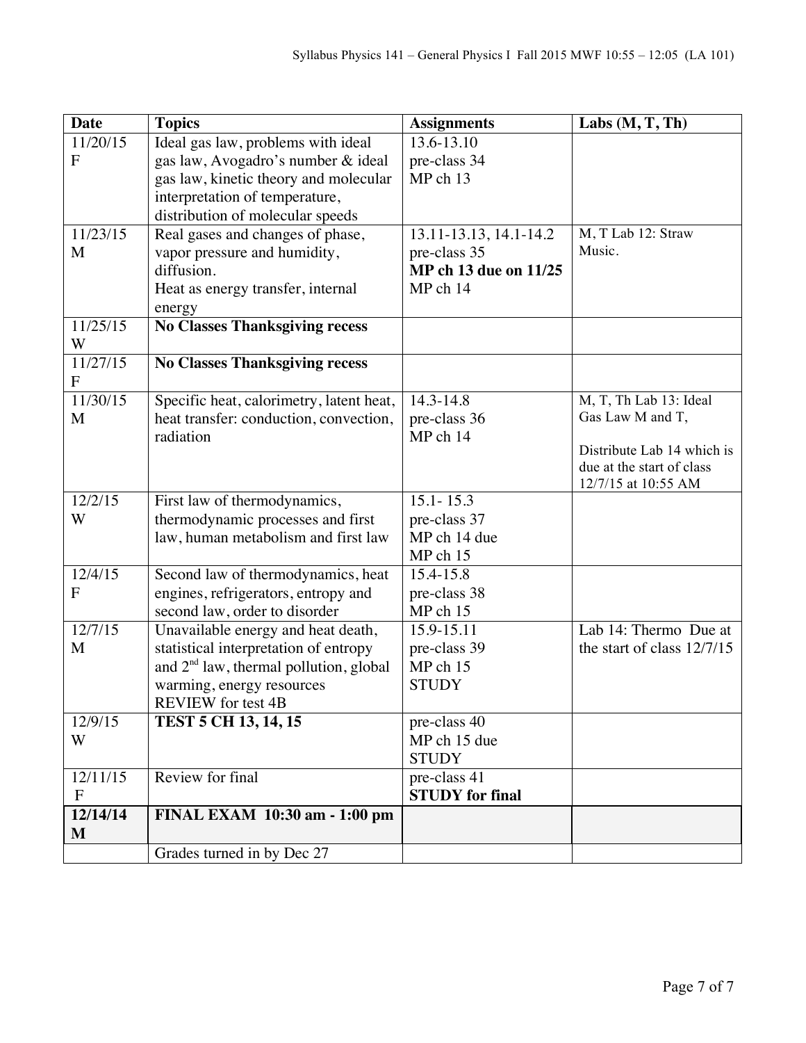| Date | Topics | Assignments | Labs (M, T, Th) |
|---|---|---|---|
| 11/20/15 F | Ideal gas law, problems with ideal gas law, Avogadro's number & ideal gas law, kinetic theory and molecular interpretation of temperature, distribution of molecular speeds | 13.6-13.10<br>pre-class 34<br>MP ch 13 | |
| 11/23/15 M | Real gases and changes of phase, vapor pressure and humidity, diffusion.<br>Heat as energy transfer, internal energy | 13.11-13.13, 14.1-14.2<br>pre-class 35<br>**MP ch 13 due on 11/25**<br>MP ch 14 | M, T Lab 12: Straw Music. |
| 11/25/15 W | **No Classes Thanksgiving recess** | | |
| 11/27/15 F | **No Classes Thanksgiving recess** | | |
| 11/30/15 M | Specific heat, calorimetry, latent heat, heat transfer: conduction, convection, radiation | 14.3-14.8<br>pre-class 36<br>MP ch 14 | M, T, Th Lab 13: Ideal Gas Law M and T,<br><br>Distribute Lab 14 which is due at the start of class 12/7/15 at 10:55 AM |
| 12/2/15 W | First law of thermodynamics, thermodynamic processes and first law, human metabolism and first law | 15.1- 15.3<br>pre-class 37<br>MP ch 14 due<br>MP ch 15 | |
| 12/4/15 F | Second law of thermodynamics, heat engines, refrigerators, entropy and second law, order to disorder | 15.4-15.8<br>pre-class 38<br>MP ch 15 | |
| 12/7/15 M | Unavailable energy and heat death, statistical interpretation of entropy and 2nd law, thermal pollution, global warming, energy resources<br>REVIEW for test 4B | 15.9-15.11<br>pre-class 39<br>MP ch 15<br>STUDY | Lab 14: Thermo Due at the start of class 12/7/15 |
| 12/9/15 W | **TEST 5 CH 13, 14, 15** | pre-class 40<br>MP ch 15 due<br>STUDY | |
| 12/11/15 F | Review for final | pre-class 41<br>**STUDY for final** | |
| **12/14/14 M** | **FINAL EXAM 10:30 am - 1:00 pm** | | |
| | Grades turned in by Dec 27 | | |